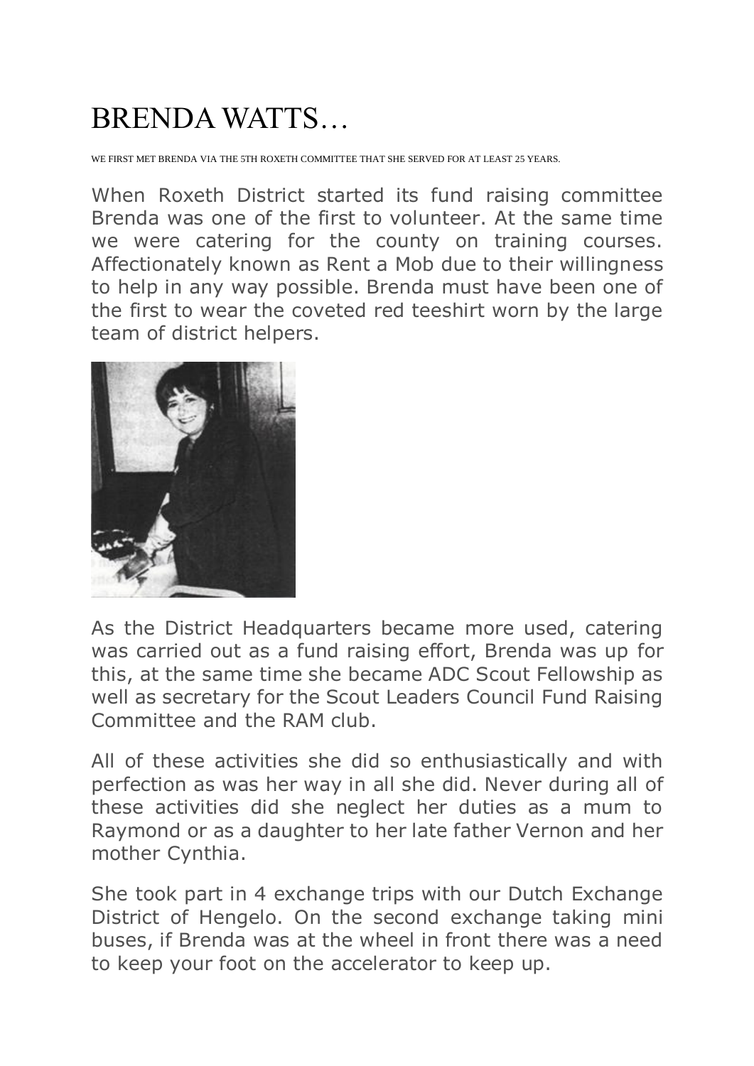# BRENDA WATTS…

WE FIRST MET BRENDA VIA THE 5TH ROXETH COMMITTEE THAT SHE SERVED FOR AT LEAST 25 YEARS.

When Roxeth District started its fund raising committee Brenda was one of the first to volunteer. At the same time we were catering for the county on training courses. Affectionately known as Rent a Mob due to their willingness to help in any way possible. Brenda must have been one of the first to wear the coveted red teeshirt worn by the large team of district helpers.

As the District Headquarters became more used, catering was carried out as a fund raising effort, Brenda was up for this, at the same time she became ADC Scout Fellowship as well as secretary for the Scout Leaders Council Fund Raising Committee and the RAM club.

All of these activities she did so enthusiastically and with perfection as was her way in all she did. Never during all of these activities did she neglect her duties as a mum to Raymond or as a daughter to her late father Vernon and her mother Cynthia.

She took part in 4 exchange trips with our Dutch Exchange District of Hengelo. On the second exchange taking mini buses, if Brenda was at the wheel in front there was a need to keep your foot on the accelerator to keep up.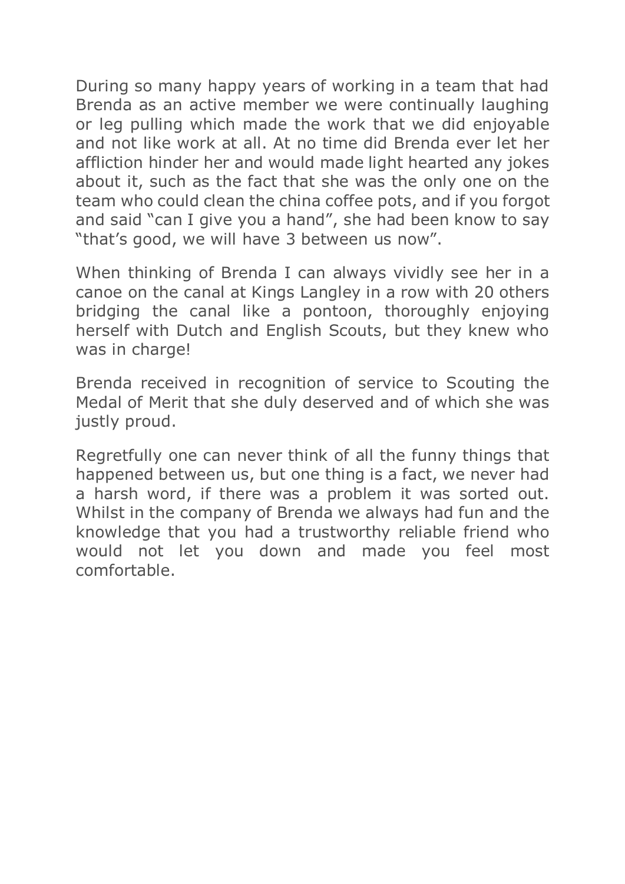During so many happy years of working in a team that had Brenda as an active member we were continually laughing or leg pulling which made the work that we did enjoyable and not like work at all. At no time did Brenda ever let her affliction hinder her and would made light hearted any jokes about it, such as the fact that she was the only one on the team who could clean the china coffee pots, and if you forgot and said "can I give you a hand", she had been know to say "that's good, we will have 3 between us now".

When thinking of Brenda I can always vividly see her in a canoe on the canal at Kings Langley in a row with 20 others bridging the canal like a pontoon, thoroughly enjoying herself with Dutch and English Scouts, but they knew who was in charge!

Brenda received in recognition of service to Scouting the Medal of Merit that she duly deserved and of which she was justly proud.

Regretfully one can never think of all the funny things that happened between us, but one thing is a fact, we never had a harsh word, if there was a problem it was sorted out. Whilst in the company of Brenda we always had fun and the knowledge that you had a trustworthy reliable friend who would not let you down and made you feel most comfortable.